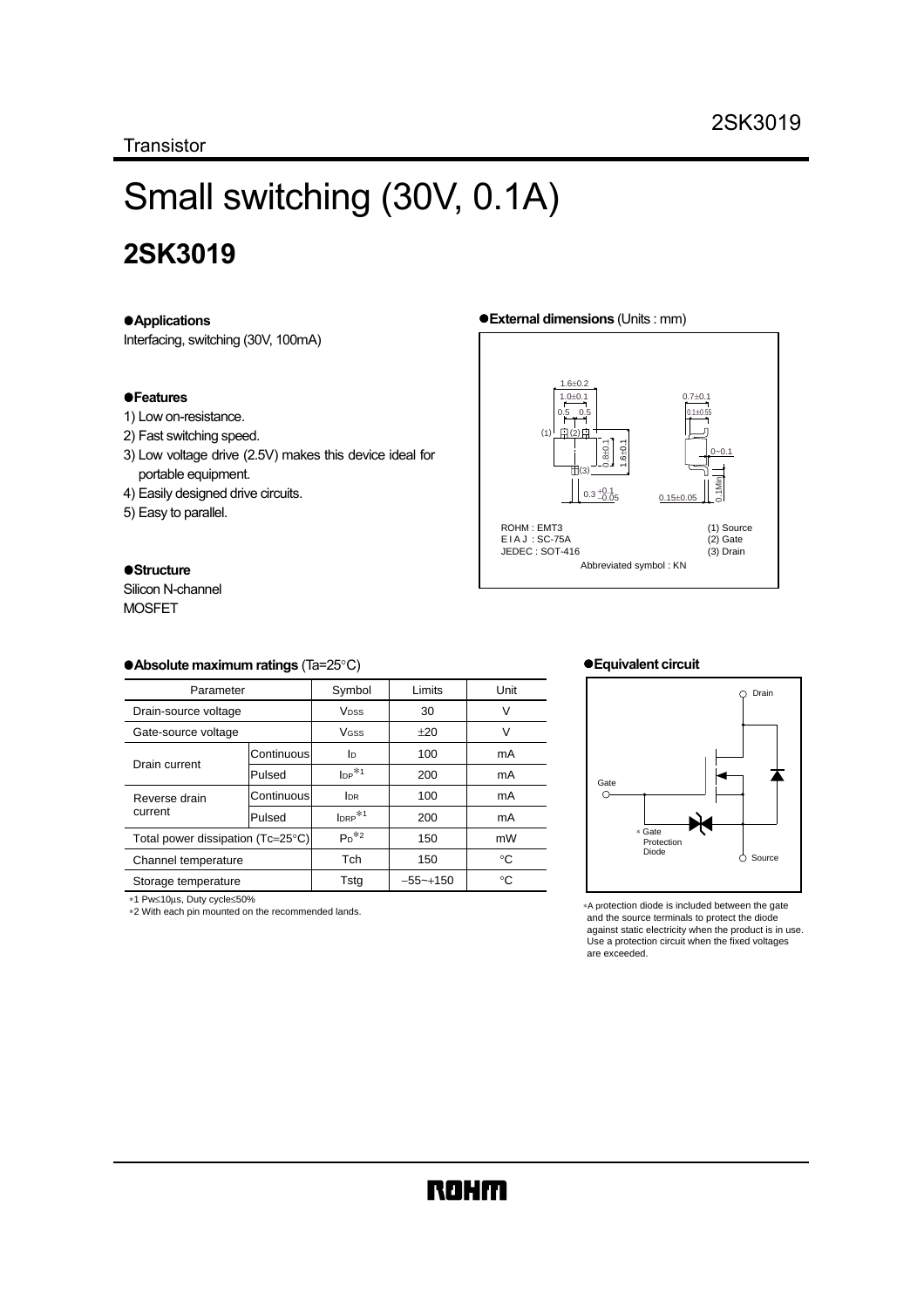Transistor

# Small switching (30V, 0.1A)

## 2SK3019

### ●Applications

Interfacing, switching (30V, 100mA)

### ●Features

1) Low on-resistance.
2) Fast switching speed.
3) Low voltage drive (2.5V) makes this device ideal for portable equipment.
4) Easily designed drive circuits.
5) Easy to parallel.

### ●Structure

Silicon N-channel
MOSFET

### ●External dimensions (Units : mm)

ROHM : EMT3
EIAJ : SC-75A
JEDEC : SOT-416

(1) Source
(2) Gate
(3) Drain

Abbreviated symbol : KN

### ●Absolute maximum ratings (Ta=25°C)

| Parameter | | Symbol | Limits | Unit |
|---|---|---|---|---|
| Drain-source voltage | | $V_{DSS}$ | 30 | V |
| Gate-source voltage | | $V_{GSS}$ | ±20 | V |
| Drain current | Continuous | $I_D$ | 100 | mA |
| | Pulsed | $I_{DP}$ *1 | 200 | mA |
| Reverse drain current | Continuous | $I_{DR}$ | 100 | mA |
| | Pulsed | $I_{DRP}$ *1 | 200 | mA |
| Total power dissipation (Tc=25°C) | | $P_D$ *2 | 150 | mW |
| Channel temperature | | Tch | 150 | °C |
| Storage temperature | | Tstg | −55~+150 | °C |

*1 Pw≤10μs, Duty cycle≤50%
*2 With each pin mounted on the recommended lands.

### ●Equivalent circuit

Drain
Gate
Source
* Gate Protection Diode

*A protection diode is included between the gate and the source terminals to protect the diode against static electricity when the product is in use. Use a protection circuit when the fixed voltages are exceeded.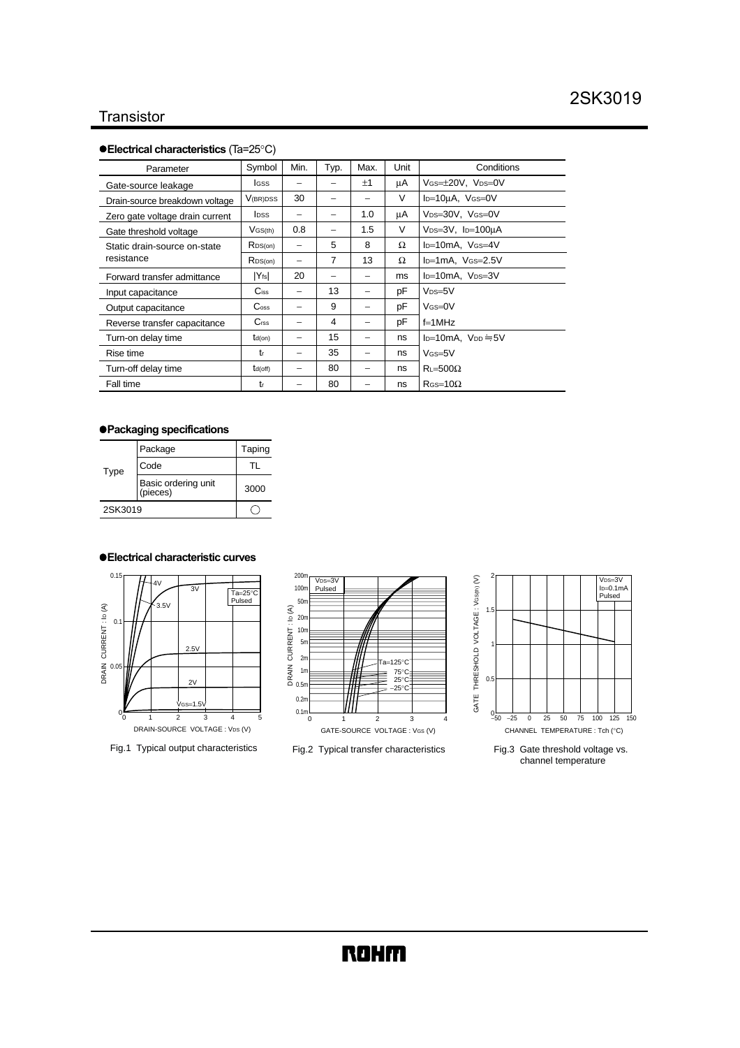## Transistor

### ●Electrical characteristics (Ta=25°C)

| Parameter | Symbol | Min. | Typ. | Max. | Unit | Conditions |
|---|---|---|---|---|---|---|
| Gate-source leakage | $I_{GSS}$ | – | – | ±1 | μA | $V_{GS}$=±20V, $V_{DS}$=0V |
| Drain-source breakdown voltage | $V_{(BR)DSS}$ | 30 | – | – | V | $I_D$=10μA, $V_{GS}$=0V |
| Zero gate voltage drain current | $I_{DSS}$ | – | – | 1.0 | μA | $V_{DS}$=30V, $V_{GS}$=0V |
| Gate threshold voltage | $V_{GS(th)}$ | 0.8 | – | 1.5 | V | $V_{DS}$=3V, $I_D$=100μA |
| Static drain-source on-state resistance | $R_{DS(on)}$ | – | 5 | 8 | Ω | $I_D$=10mA, $V_{GS}$=4V |
| | $R_{DS(on)}$ | – | 7 | 13 | Ω | $I_D$=1mA, $V_{GS}$=2.5V |
| Forward transfer admittance | $\|Y_{fs}\|$ | 20 | – | – | ms | $I_D$=10mA, $V_{DS}$=3V |
| Input capacitance | $C_{iss}$ | – | 13 | – | pF | $V_{DS}$=5V |
| Output capacitance | $C_{oss}$ | – | 9 | – | pF | $V_{GS}$=0V |
| Reverse transfer capacitance | $C_{rss}$ | – | 4 | – | pF | f=1MHz |
| Turn-on delay time | $t_{d(on)}$ | – | 15 | – | ns | $I_D$=10mA, $V_{DD}$≒5V |
| Rise time | $t_r$ | – | 35 | – | ns | $V_{GS}$=5V |
| Turn-off delay time | $t_{d(off)}$ | – | 80 | – | ns | $R_L$=500Ω |
| Fall time | $t_f$ | – | 80 | – | ns | $R_{GS}$=10Ω |

### ●Packaging specifications

| Type | | Taping |
|---|---|---|
| | Package | Taping |
| | Code | TL |
| | Basic ordering unit (pieces) | 3000 |
| 2SK3019 | | ◯ |

### ●Electrical characteristic curves

Fig.1 Typical output characteristics

Fig.2 Typical transfer characteristics

Fig.3 Gate threshold voltage vs. channel temperature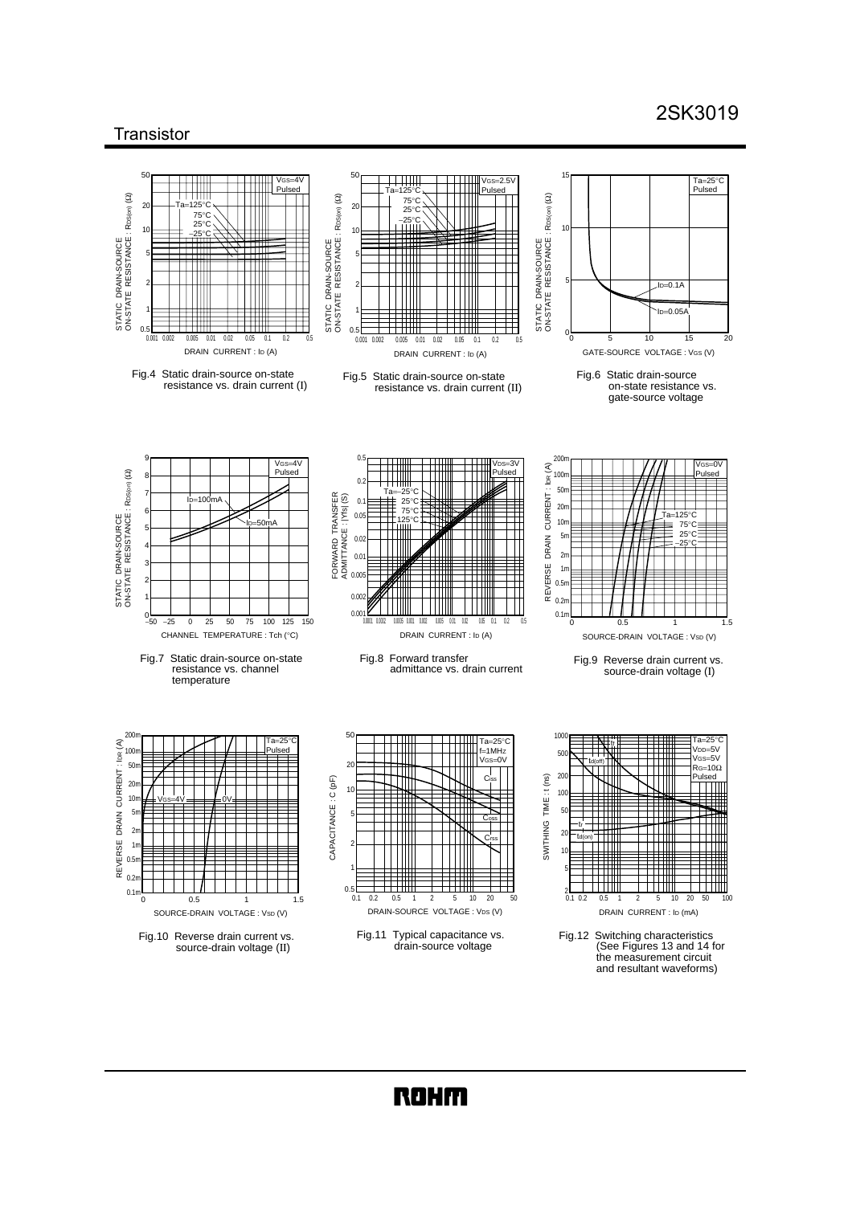Fig.4 Static drain-source on-state resistance vs. drain current (I)

Fig.5 Static drain-source on-state resistance vs. drain current (II)

Fig.6 Static drain-source on-state resistance vs. gate-source voltage

Fig.7 Static drain-source on-state resistance vs. channel temperature

Fig.8 Forward transfer admittance vs. drain current

Fig.9 Reverse drain current vs. source-drain voltage (I)

Fig.10 Reverse drain current vs. source-drain voltage (II)

Fig.11 Typical capacitance vs. drain-source voltage

Fig.12 Switching characteristics (See Figures 13 and 14 for the measurement circuit and resultant waveforms)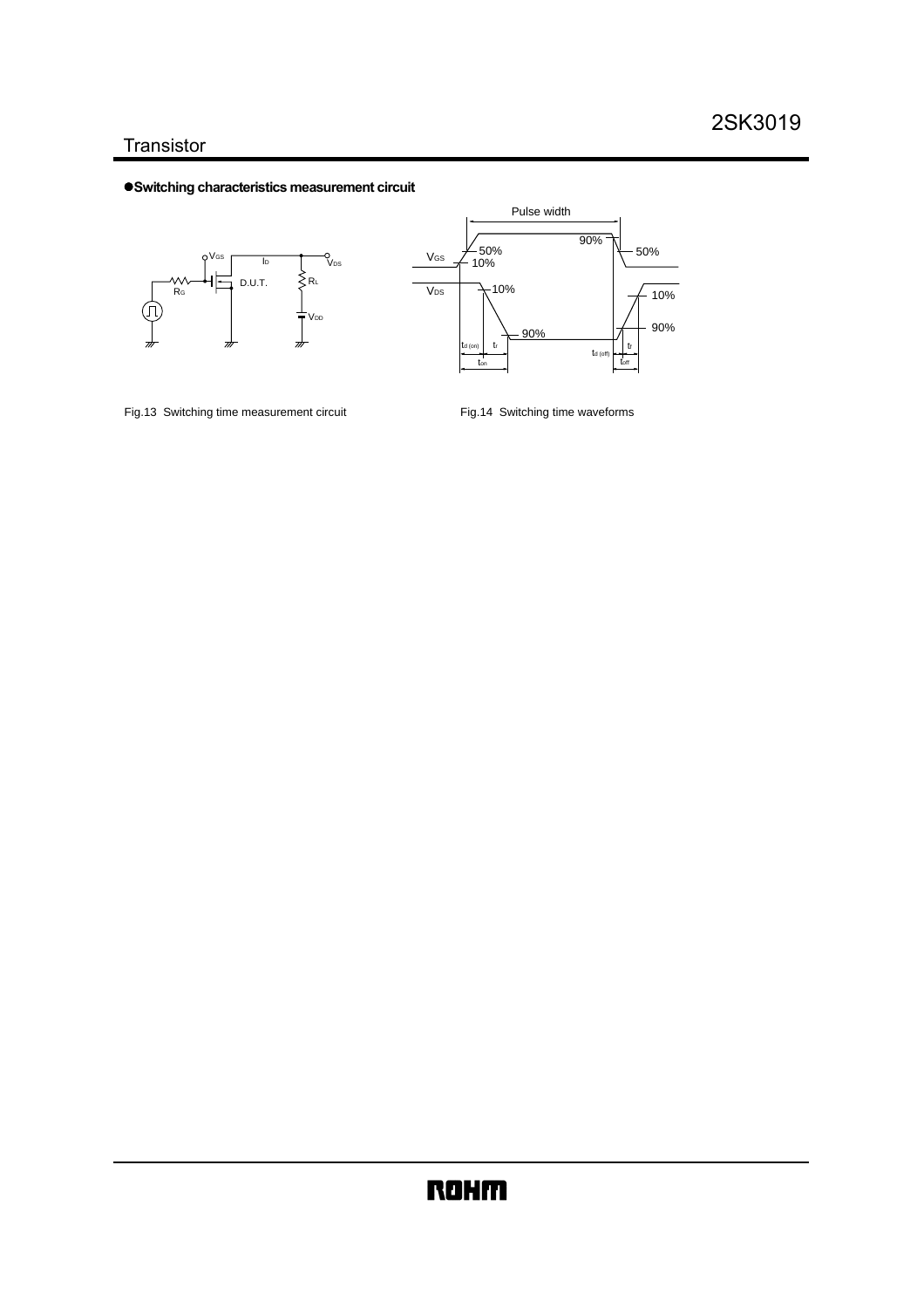## ●Switching characteristics measurement circuit

$V_{GS}$
$I_D$
$V_{DS}$
$R_G$
D.U.T.
$R_L$
$V_{DD}$

Fig.13 Switching time measurement circuit

Pulse width
$V_{GS}$
50%
10%
90%
50%
$V_{DS}$
10%
90%
10%
90%
$t_{d\,(on)}$
$t_r$
$t_{on}$
$t_{d\,(off)}$
$t_f$
$t_{off}$

Fig.14 Switching time waveforms